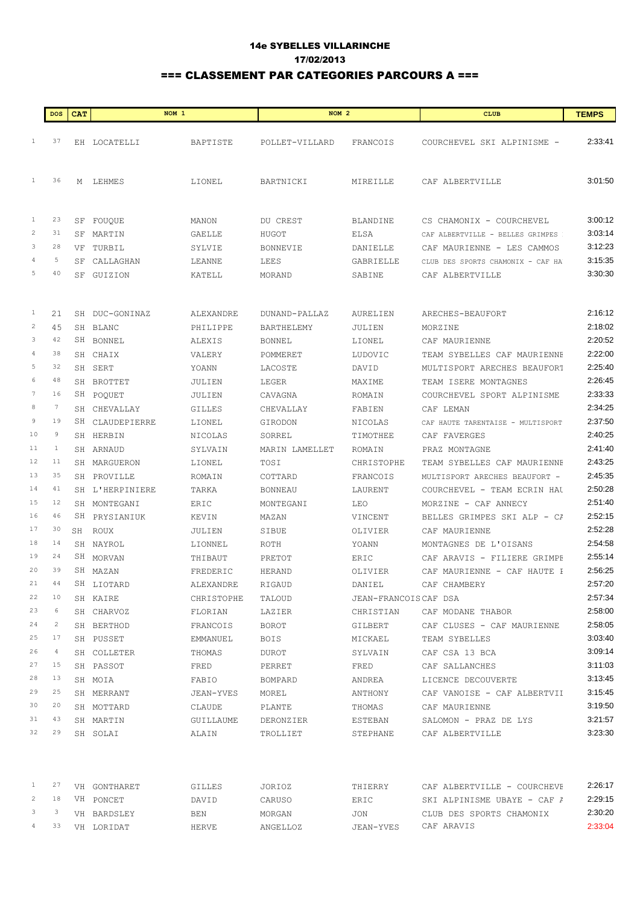# 14e SYBELLES VILLARINCHE

## 17/02/2013

## === CLASSEMENT PAR CATEGORIES PARCOURS A ===

| | DOS | CAT | NOM 1 | | NOM 2 | | CLUB | TEMPS |
|---|---|---|---|---|---|---|---|---|
| 1 | 37 | EH | LOCATELLI | BAPTISTE | POLLET-VILLARD | FRANCOIS | COURCHEVEL SKI ALPINISME - | 2:33:41 |
| | | | | | | | | |
| 1 | 36 | M | LEHMES | LIONEL | BARTNICKI | MIREILLE | CAF ALBERTVILLE | 3:01:50 |
| | | | | | | | | |
| 1 | 23 | SF | FOUQUE | MANON | DU CREST | BLANDINE | CS CHAMONIX - COURCHEVEL | 3:00:12 |
| 2 | 31 | SF | MARTIN | GAELLE | HUGOT | ELSA | CAF ALBERTVILLE - BELLES GRIMPES | 3:03:14 |
| 3 | 28 | VF | TURBIL | SYLVIE | BONNEVIE | DANIELLE | CAF MAURIENNE - LES CAMMOS | 3:12:23 |
| 4 | 5 | SF | CALLAGHAN | LEANNE | LEES | GABRIELLE | CLUB DES SPORTS CHAMONIX - CAF HA | 3:15:35 |
| 5 | 40 | SF | GUIZION | KATELL | MORAND | SABINE | CAF ALBERTVILLE | 3:30:30 |
| | | | | | | | | |
| 1 | 21 | SH | DUC-GONINAZ | ALEXANDRE | DUNAND-PALLAZ | AURELIEN | ARECHES-BEAUFORT | 2:16:12 |
| 2 | 45 | SH | BLANC | PHILIPPE | BARTHELEMY | JULIEN | MORZINE | 2:18:02 |
| 3 | 42 | SH | BONNEL | ALEXIS | BONNEL | LIONEL | CAF MAURIENNE | 2:20:52 |
| 4 | 38 | SH | CHAIX | VALERY | POMMERET | LUDOVIC | TEAM SYBELLES CAF MAURIENNE | 2:22:00 |
| 5 | 32 | SH | SERT | YOANN | LACOSTE | DAVID | MULTISPORT ARECHES BEAUFORT | 2:25:40 |
| 6 | 48 | SH | BROTTET | JULIEN | LEGER | MAXIME | TEAM ISERE MONTAGNES | 2:26:45 |
| 7 | 16 | SH | POQUET | JULIEN | CAVAGNA | ROMAIN | COURCHEVEL SPORT ALPINISME | 2:33:33 |
| 8 | 7 | SH | CHEVALLAY | GILLES | CHEVALLAY | FABIEN | CAF LEMAN | 2:34:25 |
| 9 | 19 | SH | CLAUDEPIERRE | LIONEL | GIRODON | NICOLAS | CAF HAUTE TARENTAISE - MULTISPORT | 2:37:50 |
| 10 | 9 | SH | HERBIN | NICOLAS | SORREL | TIMOTHEE | CAF FAVERGES | 2:40:25 |
| 11 | 1 | SH | ARNAUD | SYLVAIN | MARIN LAMELLET | ROMAIN | PRAZ MONTAGNE | 2:41:40 |
| 12 | 11 | SH | MARGUERON | LIONEL | TOSI | CHRISTOPHE | TEAM SYBELLES CAF MAURIENNE | 2:43:25 |
| 13 | 35 | SH | PROVILLE | ROMAIN | COTTARD | FRANCOIS | MULTISPORT ARECHES BEAUFORT - | 2:45:35 |
| 14 | 41 | SH | L'HERPINIERE | TARKA | BONNEAU | LAURENT | COURCHEVEL - TEAM ECRIN HAU | 2:50:28 |
| 15 | 12 | SH | MONTEGANI | ERIC | MONTEGANI | LEO | MORZINE - CAF ANNECY | 2:51:40 |
| 16 | 46 | SH | PRYSIANIUK | KEVIN | MAZAN | VINCENT | BELLES GRIMPES SKI ALP - CA | 2:52:15 |
| 17 | 30 | SH | ROUX | JULIEN | SIBUE | OLIVIER | CAF MAURIENNE | 2:52:28 |
| 18 | 14 | SH | NAYROL | LIONNEL | ROTH | YOANN | MONTAGNES DE L'OISANS | 2:54:58 |
| 19 | 24 | SH | MORVAN | THIBAUT | PRETOT | ERIC | CAF ARAVIS - FILIERE GRIMPE | 2:55:14 |
| 20 | 39 | SH | MAZAN | FREDERIC | HERAND | OLIVIER | CAF MAURIENNE - CAF HAUTE I | 2:56:25 |
| 21 | 44 | SH | LIOTARD | ALEXANDRE | RIGAUD | DANIEL | CAF CHAMBERY | 2:57:20 |
| 22 | 10 | SH | KAIRE | CHRISTOPHE | TALOUD | JEAN-FRANCOIS | CAF DSA | 2:57:34 |
| 23 | 6 | SH | CHARVOZ | FLORIAN | LAZIER | CHRISTIAN | CAF MODANE THABOR | 2:58:00 |
| 24 | 2 | SH | BERTHOD | FRANCOIS | BOROT | GILBERT | CAF CLUSES - CAF MAURIENNE | 2:58:05 |
| 25 | 17 | SH | PUSSET | EMMANUEL | BOIS | MICKAEL | TEAM SYBELLES | 3:03:40 |
| 26 | 4 | SH | COLLETER | THOMAS | DUROT | SYLVAIN | CAF CSA 13 BCA | 3:09:14 |
| 27 | 15 | SH | PASSOT | FRED | PERRET | FRED | CAF SALLANCHES | 3:11:03 |
| 28 | 13 | SH | MOIA | FABIO | BOMPARD | ANDREA | LICENCE DECOUVERTE | 3:13:45 |
| 29 | 25 | SH | MERRANT | JEAN-YVES | MOREL | ANTHONY | CAF VANOISE - CAF ALBERTVII | 3:15:45 |
| 30 | 20 | SH | MOTTARD | CLAUDE | PLANTE | THOMAS | CAF MAURIENNE | 3:19:50 |
| 31 | 43 | SH | MARTIN | GUILLAUME | DERONZIER | ESTEBAN | SALOMON - PRAZ DE LYS | 3:21:57 |
| 32 | 29 | SH | SOLAI | ALAIN | TROLLIET | STEPHANE | CAF ALBERTVILLE | 3:23:30 |
| | | | | | | | | |
| 1 | 27 | VH | GONTHARET | GILLES | JORIOZ | THIERRY | CAF ALBERTVILLE - COURCHEVE | 2:26:17 |
| 2 | 18 | VH | PONCET | DAVID | CARUSO | ERIC | SKI ALPINISME UBAYE - CAF A | 2:29:15 |
| 3 | 3 | VH | BARDSLEY | BEN | MORGAN | JON | CLUB DES SPORTS CHAMONIX | 2:30:20 |
| 4 | 33 | VH | LORIDAT | HERVE | ANGELLOZ | JEAN-YVES | CAF ARAVIS | 2:33:04 |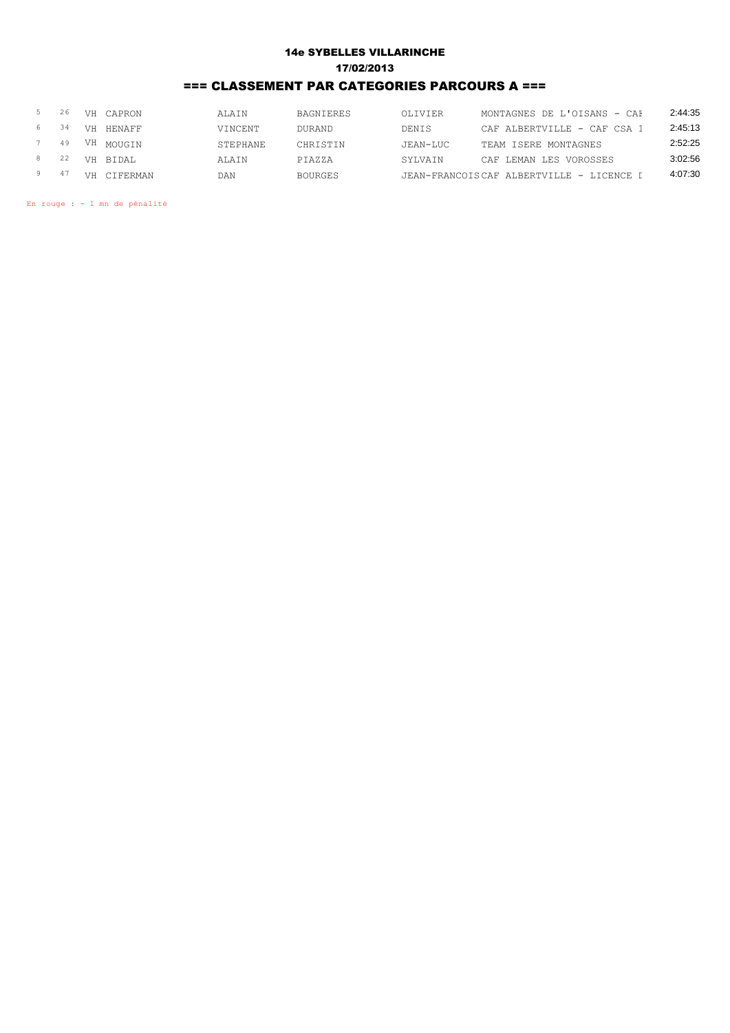**14e SYBELLES VILLARINCHE**

**17/02/2013**

## === CLASSEMENT PAR CATEGORIES PARCOURS A ===

| | | | | | | | | |
|---|---|---|---|---|---|---|---|---|
| 5 | 26 | VH | CAPRON | ALAIN | BAGNIERES | OLIVIER | MONTAGNES DE L'OISANS - CAF | 2:44:35 |
| 6 | 34 | VH | HENAFF | VINCENT | DURAND | DENIS | CAF ALBERTVILLE - CAF CSA 1 | 2:45:13 |
| 7 | 49 | VH | MOUGIN | STEPHANE | CHRISTIN | JEAN-LUC | TEAM ISERE MONTAGNES | 2:52:25 |
| 8 | 22 | VH | BIDAL | ALAIN | PIAZZA | SYLVAIN | CAF LEMAN LES VOROSSES | 3:02:56 |
| 9 | 47 | VH | CIFERMAN | DAN | BOURGES | JEAN-FRANCOIS | CAF ALBERTVILLE - LICENCE I | 4:07:30 |

En rouge : - 1 mn de pénalité